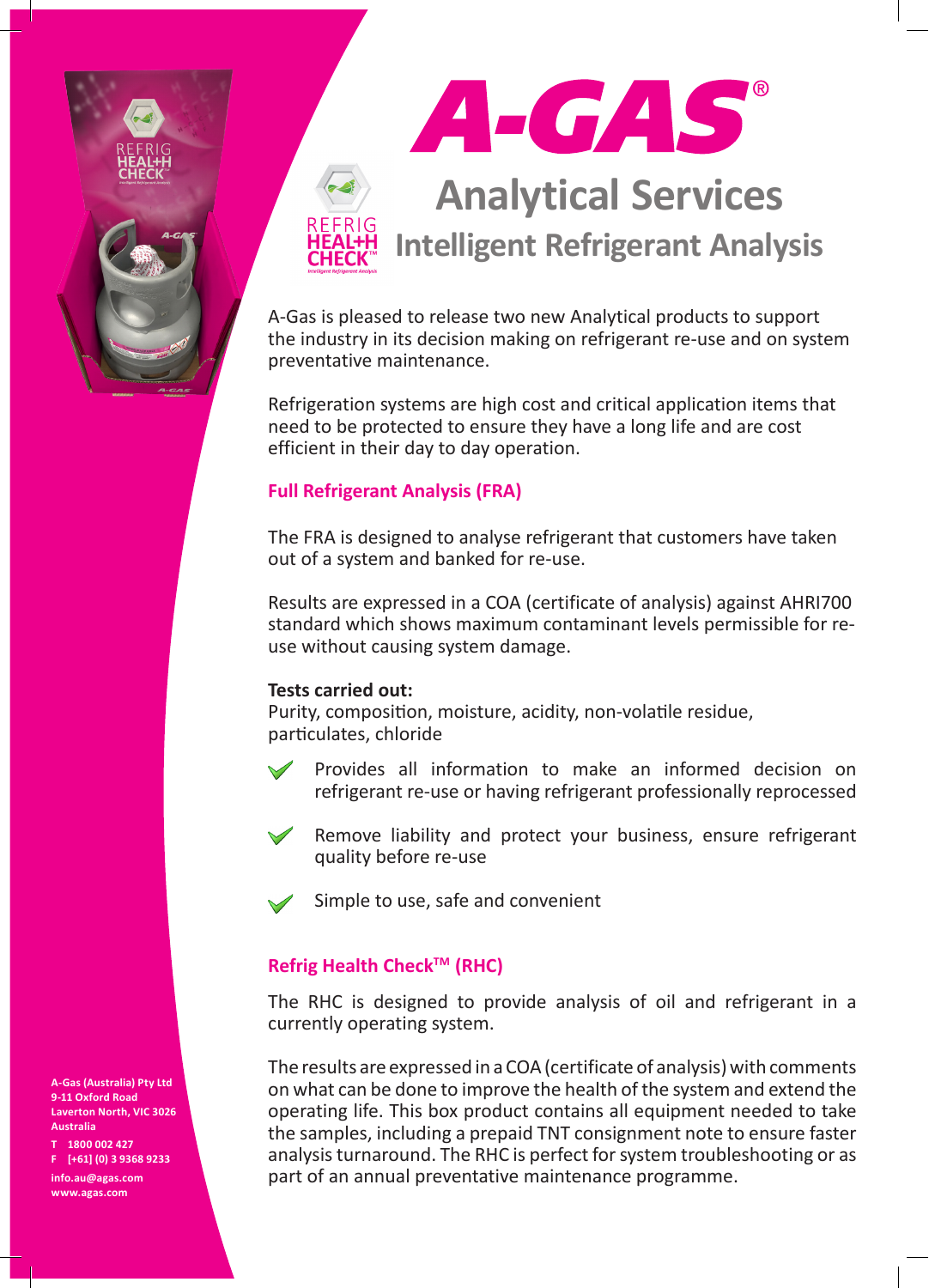# A-GAS®

## Analytical Services

### Intelligent Refrigerant Analysis

A-Gas is pleased to release two new Analytical products to support the industry in its decision making on refrigerant re-use and on system preventative maintenance.

Refrigeration systems are high cost and critical application items that need to be protected to ensure they have a long life and are cost efficient in their day to day operation.

### Full Refrigerant Analysis (FRA)

The FRA is designed to analyse refrigerant that customers have taken out of a system and banked for re-use.

Results are expressed in a COA (certificate of analysis) against AHRI700 standard which shows maximum contaminant levels permissible for re-use without causing system damage.

**Tests carried out:**
Purity, composition, moisture, acidity, non-volatile residue, particulates, chloride

- Provides all information to make an informed decision on refrigerant re-use or having refrigerant professionally reprocessed
- Remove liability and protect your business, ensure refrigerant quality before re-use
- Simple to use, safe and convenient

### Refrig Health Check™ (RHC)

The RHC is designed to provide analysis of oil and refrigerant in a currently operating system.

The results are expressed in a COA (certificate of analysis) with comments on what can be done to improve the health of the system and extend the operating life. This box product contains all equipment needed to take the samples, including a prepaid TNT consignment note to ensure faster analysis turnaround. The RHC is perfect for system troubleshooting or as part of an annual preventative maintenance programme.

**A-Gas (Australia) Pty Ltd**
**9-11 Oxford Road**
**Laverton North, VIC 3026**
**Australia**

**T 1800 002 427**
**F [+61] (0) 3 9368 9233**

**info.au@agas.com**
**www.agas.com**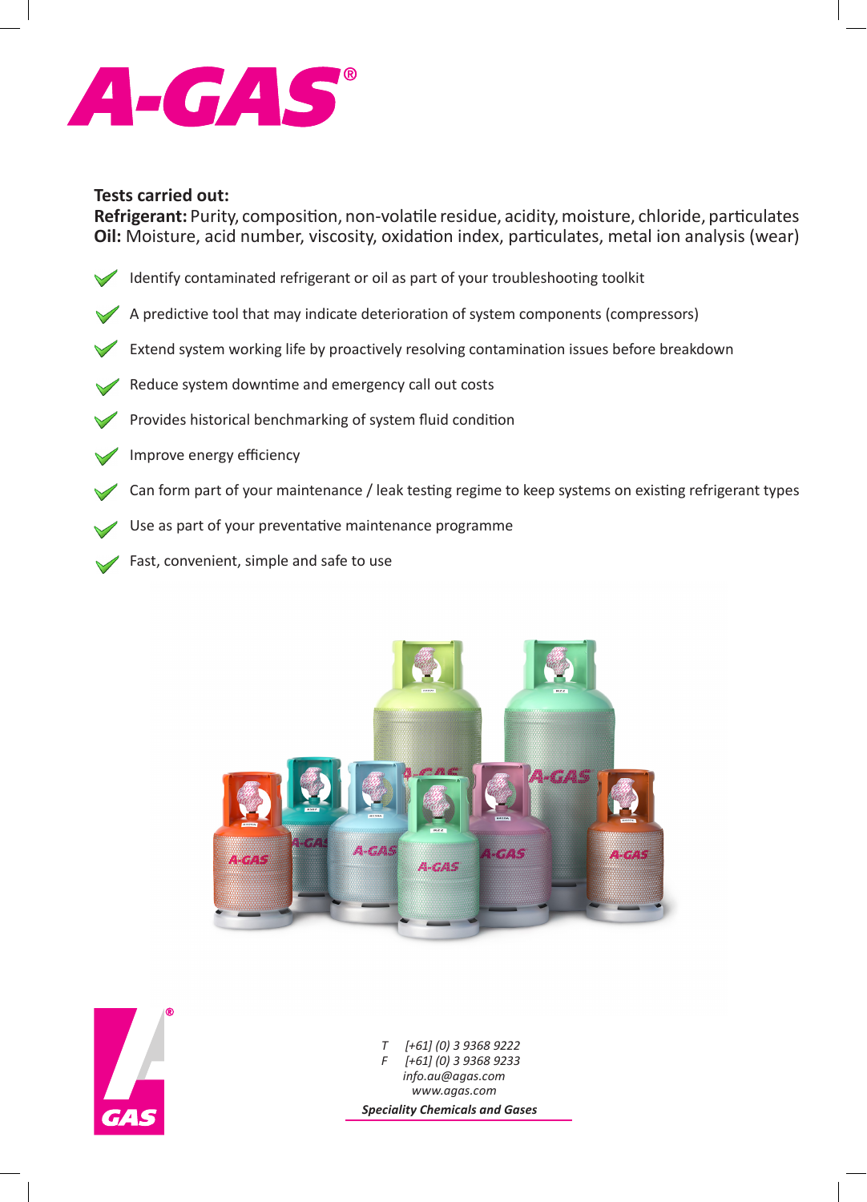**Tests carried out:**

**Refrigerant:** Purity, composition, non-volatile residue, acidity, moisture, chloride, particulates
**Oil:** Moisture, acid number, viscosity, oxidation index, particulates, metal ion analysis (wear)

- Identify contaminated refrigerant or oil as part of your troubleshooting toolkit
- A predictive tool that may indicate deterioration of system components (compressors)
- Extend system working life by proactively resolving contamination issues before breakdown
- Reduce system downtime and emergency call out costs
- Provides historical benchmarking of system fluid condition
- Improve energy efficiency
- Can form part of your maintenance / leak testing regime to keep systems on existing refrigerant types
- Use as part of your preventative maintenance programme
- Fast, convenient, simple and safe to use

*T [+61] (0) 3 9368 9222*
*F [+61] (0) 3 9368 9233*
*info.au@agas.com*
*www.agas.com*

***Speciality Chemicals and Gases***